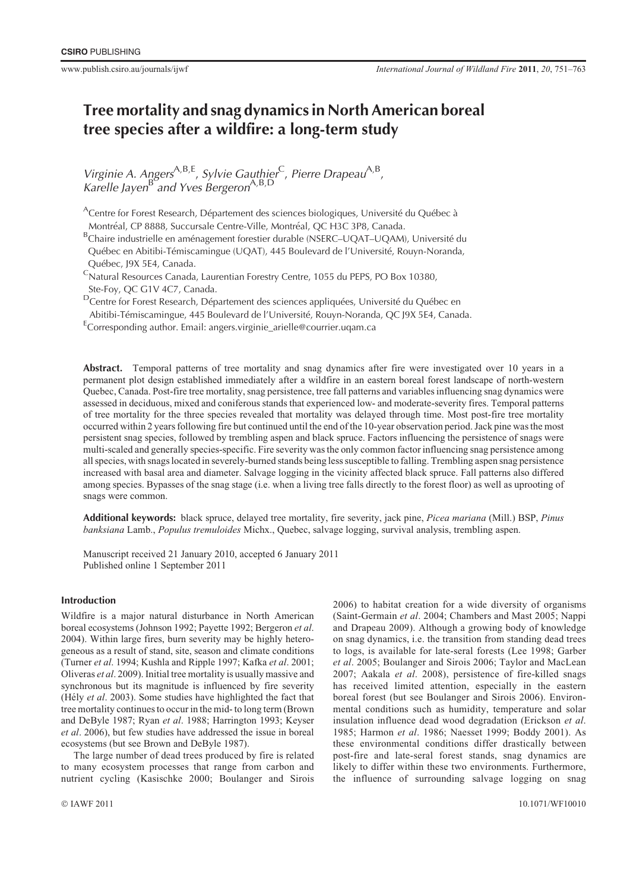# Tree mortality and snag dynamics in North American boreal tree species after a wildfire: a long-term study

*Virginie A. Angers*[A,B,E], *Sylvie Gauthier*[C], *Pierre Drapeau*[A,B], *Karelle Jayen*[B] *and Yves Bergeron*[A,B,D]

[A]Centre for Forest Research, Département des sciences biologiques, Université du Québec à Montréal, CP 8888, Succursale Centre-Ville, Montréal, QC H3C 3P8, Canada.

[B]Chaire industrielle en aménagement forestier durable (NSERC–UQAT–UQAM), Université du Québec en Abitibi-Témiscamingue (UQAT), 445 Boulevard de l'Université, Rouyn-Noranda, Québec, J9X 5E4, Canada.

[C]Natural Resources Canada, Laurentian Forestry Centre, 1055 du PEPS, PO Box 10380, Ste-Foy, QC G1V 4C7, Canada.

[D]Centre for Forest Research, Département des sciences appliquées, Université du Québec en Abitibi-Témiscamingue, 445 Boulevard de l'Université, Rouyn-Noranda, QC J9X 5E4, Canada.

[E]Corresponding author. Email: angers.virginie_arielle@courrier.uqam.ca

**Abstract.** Temporal patterns of tree mortality and snag dynamics after fire were investigated over 10 years in a permanent plot design established immediately after a wildfire in an eastern boreal forest landscape of north-western Quebec, Canada. Post-fire tree mortality, snag persistence, tree fall patterns and variables influencing snag dynamics were assessed in deciduous, mixed and coniferous stands that experienced low- and moderate-severity fires. Temporal patterns of tree mortality for the three species revealed that mortality was delayed through time. Most post-fire tree mortality occurred within 2 years following fire but continued until the end of the 10-year observation period. Jack pine was the most persistent snag species, followed by trembling aspen and black spruce. Factors influencing the persistence of snags were multi-scaled and generally species-specific. Fire severity was the only common factor influencing snag persistence among all species, with snags located in severely-burned stands being less susceptible to falling. Trembling aspen snag persistence increased with basal area and diameter. Salvage logging in the vicinity affected black spruce. Fall patterns also differed among species. Bypasses of the snag stage (i.e. when a living tree falls directly to the forest floor) as well as uprooting of snags were common.

**Additional keywords:** black spruce, delayed tree mortality, fire severity, jack pine, *Picea mariana* (Mill.) BSP, *Pinus banksiana* Lamb., *Populus tremuloides* Michx., Quebec, salvage logging, survival analysis, trembling aspen.

Manuscript received 21 January 2010, accepted 6 January 2011
Published online 1 September 2011

## Introduction

Wildfire is a major natural disturbance in North American boreal ecosystems (Johnson 1992; Payette 1992; Bergeron *et al.* 2004). Within large fires, burn severity may be highly heterogeneous as a result of stand, site, season and climate conditions (Turner *et al.* 1994; Kushla and Ripple 1997; Kafka *et al.* 2001; Oliveras *et al.* 2009). Initial tree mortality is usually massive and synchronous but its magnitude is influenced by fire severity (Hély *et al.* 2003). Some studies have highlighted the fact that tree mortality continues to occur in the mid- to long term (Brown and DeByle 1987; Ryan *et al.* 1988; Harrington 1993; Keyser *et al.* 2006), but few studies have addressed the issue in boreal ecosystems (but see Brown and DeByle 1987).

The large number of dead trees produced by fire is related to many ecosystem processes that range from carbon and nutrient cycling (Kasischke 2000; Boulanger and Sirois 2006) to habitat creation for a wide diversity of organisms (Saint-Germain *et al.* 2004; Chambers and Mast 2005; Nappi and Drapeau 2009). Although a growing body of knowledge on snag dynamics, i.e. the transition from standing dead trees to logs, is available for late-seral forests (Lee 1998; Garber *et al.* 2005; Boulanger and Sirois 2006; Taylor and MacLean 2007; Aakala *et al.* 2008), persistence of fire-killed snags has received limited attention, especially in the eastern boreal forest (but see Boulanger and Sirois 2006). Environmental conditions such as humidity, temperature and solar insulation influence dead wood degradation (Erickson *et al.* 1985; Harmon *et al.* 1986; Naesset 1999; Boddy 2001). As these environmental conditions differ drastically between post-fire and late-seral forest stands, snag dynamics are likely to differ within these two environments. Furthermore, the influence of surrounding salvage logging on snag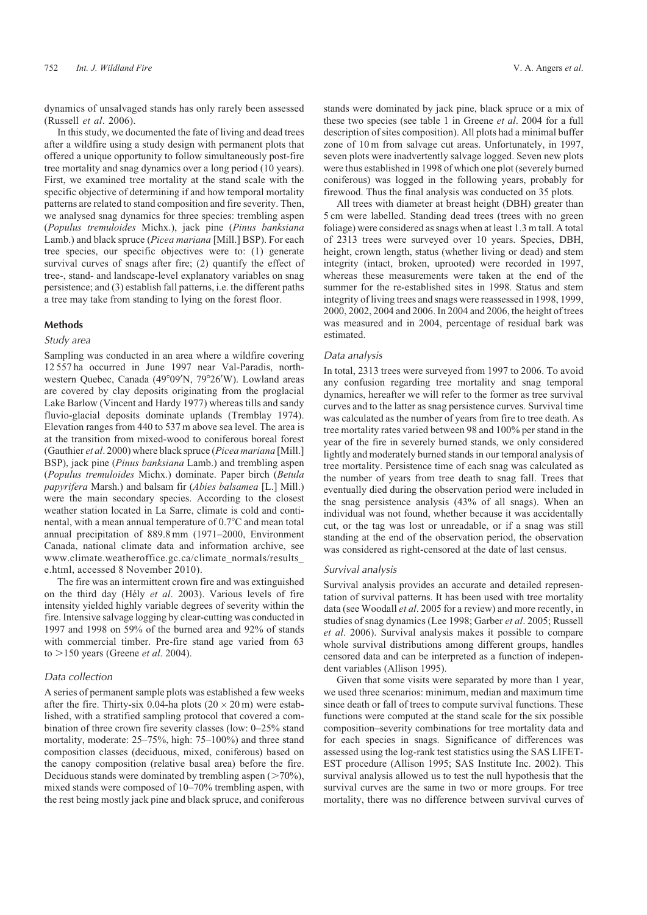dynamics of unsalvaged stands has only rarely been assessed (Russell *et al*. 2006).

In this study, we documented the fate of living and dead trees after a wildfire using a study design with permanent plots that offered a unique opportunity to follow simultaneously post-fire tree mortality and snag dynamics over a long period (10 years). First, we examined tree mortality at the stand scale with the specific objective of determining if and how temporal mortality patterns are related to stand composition and fire severity. Then, we analysed snag dynamics for three species: trembling aspen (*Populus tremuloides* Michx.), jack pine (*Pinus banksiana* Lamb.) and black spruce (*Picea mariana* [Mill.] BSP). For each tree species, our specific objectives were to: (1) generate survival curves of snags after fire; (2) quantify the effect of tree-, stand- and landscape-level explanatory variables on snag persistence; and (3) establish fall patterns, i.e. the different paths a tree may take from standing to lying on the forest floor.

## Methods

### Study area

Sampling was conducted in an area where a wildfire covering 12 557 ha occurred in June 1997 near Val-Paradis, north-western Quebec, Canada (49°09′N, 79°26′W). Lowland areas are covered by clay deposits originating from the proglacial Lake Barlow (Vincent and Hardy 1977) whereas tills and sandy fluvio-glacial deposits dominate uplands (Tremblay 1974). Elevation ranges from 440 to 537 m above sea level. The area is at the transition from mixed-wood to coniferous boreal forest (Gauthier *et al*. 2000) where black spruce (*Picea mariana* [Mill.] BSP), jack pine (*Pinus banksiana* Lamb.) and trembling aspen (*Populus tremuloides* Michx.) dominate. Paper birch (*Betula papyrifera* Marsh.) and balsam fir (*Abies balsamea* [L.] Mill.) were the main secondary species. According to the closest weather station located in La Sarre, climate is cold and continental, with a mean annual temperature of 0.7°C and mean total annual precipitation of 889.8 mm (1971–2000, Environment Canada, national climate data and information archive, see www.climate.weatheroffice.gc.ca/climate_normals/results_e.html, accessed 8 November 2010).

The fire was an intermittent crown fire and was extinguished on the third day (Hély *et al*. 2003). Various levels of fire intensity yielded highly variable degrees of severity within the fire. Intensive salvage logging by clear-cutting was conducted in 1997 and 1998 on 59% of the burned area and 92% of stands with commercial timber. Pre-fire stand age varied from 63 to >150 years (Greene *et al*. 2004).

### Data collection

A series of permanent sample plots was established a few weeks after the fire. Thirty-six 0.04-ha plots (20 × 20 m) were established, with a stratified sampling protocol that covered a combination of three crown fire severity classes (low: 0–25% stand mortality, moderate: 25–75%, high: 75–100%) and three stand composition classes (deciduous, mixed, coniferous) based on the canopy composition (relative basal area) before the fire. Deciduous stands were dominated by trembling aspen (>70%), mixed stands were composed of 10–70% trembling aspen, with the rest being mostly jack pine and black spruce, and coniferous stands were dominated by jack pine, black spruce or a mix of these two species (see table 1 in Greene *et al*. 2004 for a full description of sites composition). All plots had a minimal buffer zone of 10 m from salvage cut areas. Unfortunately, in 1997, seven plots were inadvertently salvage logged. Seven new plots were thus established in 1998 of which one plot (severely burned coniferous) was logged in the following years, probably for firewood. Thus the final analysis was conducted on 35 plots.

All trees with diameter at breast height (DBH) greater than 5 cm were labelled. Standing dead trees (trees with no green foliage) were considered as snags when at least 1.3 m tall. A total of 2313 trees were surveyed over 10 years. Species, DBH, height, crown length, status (whether living or dead) and stem integrity (intact, broken, uprooted) were recorded in 1997, whereas these measurements were taken at the end of the summer for the re-established sites in 1998. Status and stem integrity of living trees and snags were reassessed in 1998, 1999, 2000, 2002, 2004 and 2006. In 2004 and 2006, the height of trees was measured and in 2004, percentage of residual bark was estimated.

### Data analysis

In total, 2313 trees were surveyed from 1997 to 2006. To avoid any confusion regarding tree mortality and snag temporal dynamics, hereafter we will refer to the former as tree survival curves and to the latter as snag persistence curves. Survival time was calculated as the number of years from fire to tree death. As tree mortality rates varied between 98 and 100% per stand in the year of the fire in severely burned stands, we only considered lightly and moderately burned stands in our temporal analysis of tree mortality. Persistence time of each snag was calculated as the number of years from tree death to snag fall. Trees that eventually died during the observation period were included in the snag persistence analysis (43% of all snags). When an individual was not found, whether because it was accidentally cut, or the tag was lost or unreadable, or if a snag was still standing at the end of the observation period, the observation was considered as right-censored at the date of last census.

### Survival analysis

Survival analysis provides an accurate and detailed representation of survival patterns. It has been used with tree mortality data (see Woodall *et al*. 2005 for a review) and more recently, in studies of snag dynamics (Lee 1998; Garber *et al*. 2005; Russell *et al*. 2006). Survival analysis makes it possible to compare whole survival distributions among different groups, handles censored data and can be interpreted as a function of independent variables (Allison 1995).

Given that some visits were separated by more than 1 year, we used three scenarios: minimum, median and maximum time since death or fall of trees to compute survival functions. These functions were computed at the stand scale for the six possible composition–severity combinations for tree mortality data and for each species in snags. Significance of differences was assessed using the log-rank test statistics using the SAS LIFETEST procedure (Allison 1995; SAS Institute Inc. 2002). This survival analysis allowed us to test the null hypothesis that the survival curves are the same in two or more groups. For tree mortality, there was no difference between survival curves of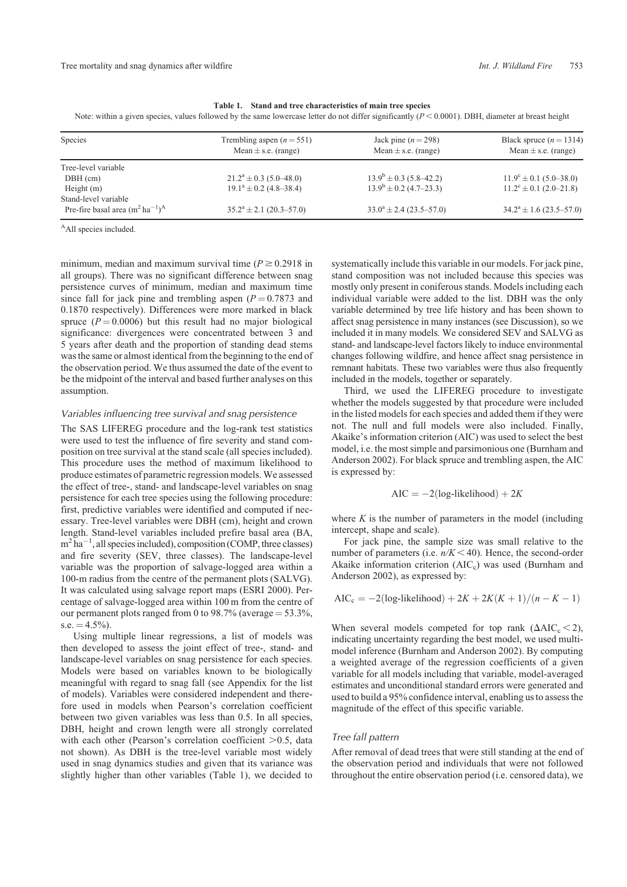**Table 1. Stand and tree characteristics of main tree species**

Note: within a given species, values followed by the same lowercase letter do not differ significantly ($P < 0.0001$). DBH, diameter at breast height

| Species | Trembling aspen ($n = 551$) Mean ± s.e. (range) | Jack pine ($n = 298$) Mean ± s.e. (range) | Black spruce ($n = 1314$) Mean ± s.e. (range) |
|---|---|---|---|
| Tree-level variable | | | |
| DBH (cm) | $21.2^{a} \pm 0.3$ (5.0–48.0) | $13.9^{b} \pm 0.3$ (5.8–42.2) | $11.9^{c} \pm 0.1$ (5.0–38.0) |
| Height (m) | $19.1^{a} \pm 0.2$ (4.8–38.4) | $13.9^{b} \pm 0.2$ (4.7–23.3) | $11.2^{c} \pm 0.1$ (2.0–21.8) |
| Stand-level variable | | | |
| Pre-fire basal area ($m^2 ha^{-1}$)[A] | $35.2^{a} \pm 2.1$ (20.3–57.0) | $33.0^{a} \pm 2.4$ (23.5–57.0) | $34.2^{a} \pm 1.6$ (23.5–57.0) |

[A]All species included.

minimum, median and maximum survival time ($P \geq 0.2918$ in all groups). There was no significant difference between snag persistence curves of minimum, median and maximum time since fall for jack pine and trembling aspen ($P = 0.7873$ and 0.1870 respectively). Differences were more marked in black spruce ($P = 0.0006$) but this result had no major biological significance: divergences were concentrated between 3 and 5 years after death and the proportion of standing dead stems was the same or almost identical from the beginning to the end of the observation period. We thus assumed the date of the event to be the midpoint of the interval and based further analyses on this assumption.

### Variables influencing tree survival and snag persistence

The SAS LIFEREG procedure and the log-rank test statistics were used to test the influence of fire severity and stand composition on tree survival at the stand scale (all species included). This procedure uses the method of maximum likelihood to produce estimates of parametric regression models. We assessed the effect of tree-, stand- and landscape-level variables on snag persistence for each tree species using the following procedure: first, predictive variables were identified and computed if necessary. Tree-level variables were DBH (cm), height and crown length. Stand-level variables included prefire basal area (BA, $m^2 ha^{-1}$, all species included), composition (COMP, three classes) and fire severity (SEV, three classes). The landscape-level variable was the proportion of salvage-logged area within a 100-m radius from the centre of the permanent plots (SALVG). It was calculated using salvage report maps (ESRI 2000). Percentage of salvage-logged area within 100 m from the centre of our permanent plots ranged from 0 to 98.7% (average = 53.3%, s.e. = 4.5%).

Using multiple linear regressions, a list of models was then developed to assess the joint effect of tree-, stand- and landscape-level variables on snag persistence for each species. Models were based on variables known to be biologically meaningful with regard to snag fall (see Appendix for the list of models). Variables were considered independent and therefore used in models when Pearson's correlation coefficient between two given variables was less than 0.5. In all species, DBH, height and crown length were all strongly correlated with each other (Pearson's correlation coefficient >0.5, data not shown). As DBH is the tree-level variable most widely used in snag dynamics studies and given that its variance was slightly higher than other variables (Table 1), we decided to systematically include this variable in our models. For jack pine, stand composition was not included because this species was mostly only present in coniferous stands. Models including each individual variable were added to the list. DBH was the only variable determined by tree life history and has been shown to affect snag persistence in many instances (see Discussion), so we included it in many models. We considered SEV and SALVG as stand- and landscape-level factors likely to induce environmental changes following wildfire, and hence affect snag persistence in remnant habitats. These two variables were thus also frequently included in the models, together or separately.

Third, we used the LIFEREG procedure to investigate whether the models suggested by that procedure were included in the listed models for each species and added them if they were not. The null and full models were also included. Finally, Akaike's information criterion (AIC) was used to select the best model, i.e. the most simple and parsimonious one (Burnham and Anderson 2002). For black spruce and trembling aspen, the AIC is expressed by:

$$\text{AIC} = -2(\text{log-likelihood}) + 2K$$

where $K$ is the number of parameters in the model (including intercept, shape and scale).

For jack pine, the sample size was small relative to the number of parameters (i.e. $n/K < 40$). Hence, the second-order Akaike information criterion ($\text{AIC}_c$) was used (Burnham and Anderson 2002), as expressed by:

$$\text{AIC}_c = -2(\text{log-likelihood}) + 2K + 2K(K+1)/(n - K - 1)$$

When several models competed for top rank ($\Delta\text{AIC}_c < 2$), indicating uncertainty regarding the best model, we used multimodel inference (Burnham and Anderson 2002). By computing a weighted average of the regression coefficients of a given variable for all models including that variable, model-averaged estimates and unconditional standard errors were generated and used to build a 95% confidence interval, enabling us to assess the magnitude of the effect of this specific variable.

### Tree fall pattern

After removal of dead trees that were still standing at the end of the observation period and individuals that were not followed throughout the entire observation period (i.e. censored data), we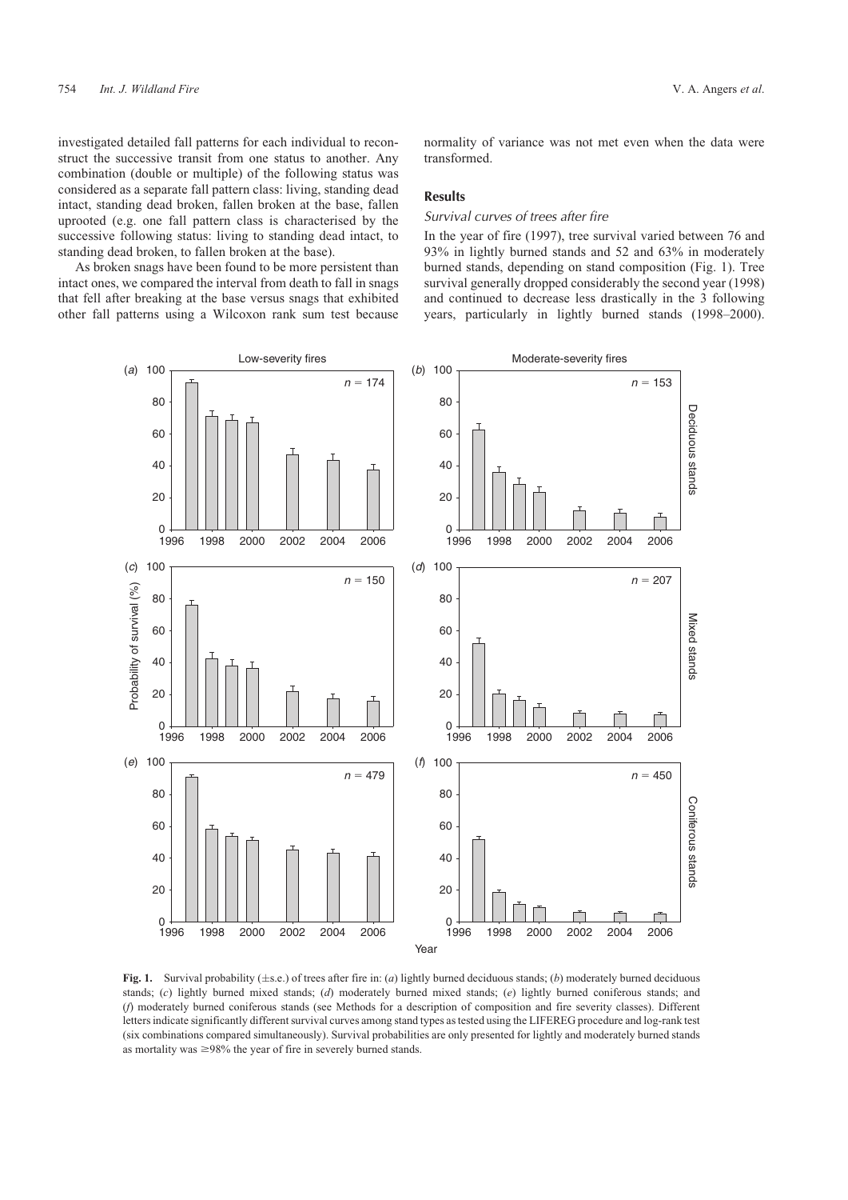investigated detailed fall patterns for each individual to reconstruct the successive transit from one status to another. Any combination (double or multiple) of the following status was considered as a separate fall pattern class: living, standing dead intact, standing dead broken, fallen broken at the base, fallen uprooted (e.g. one fall pattern class is characterised by the successive following status: living to standing dead intact, to standing dead broken, to fallen broken at the base).

As broken snags have been found to be more persistent than intact ones, we compared the interval from death to fall in snags that fell after breaking at the base versus snags that exhibited other fall patterns using a Wilcoxon rank sum test because normality of variance was not met even when the data were transformed.

## Results

### Survival curves of trees after fire

In the year of fire (1997), tree survival varied between 76 and 93% in lightly burned stands and 52 and 63% in moderately burned stands, depending on stand composition (Fig. 1). Tree survival generally dropped considerably the second year (1998) and continued to decrease less drastically in the 3 following years, particularly in lightly burned stands (1998–2000).

**Fig. 1.** Survival probability (±s.e.) of trees after fire in: (*a*) lightly burned deciduous stands; (*b*) moderately burned deciduous stands; (*c*) lightly burned mixed stands; (*d*) moderately burned mixed stands; (*e*) lightly burned coniferous stands; and (*f*) moderately burned coniferous stands (see Methods for a description of composition and fire severity classes). Different letters indicate significantly different survival curves among stand types as tested using the LIFEREG procedure and log-rank test (six combinations compared simultaneously). Survival probabilities are only presented for lightly and moderately burned stands as mortality was ≥98% the year of fire in severely burned stands.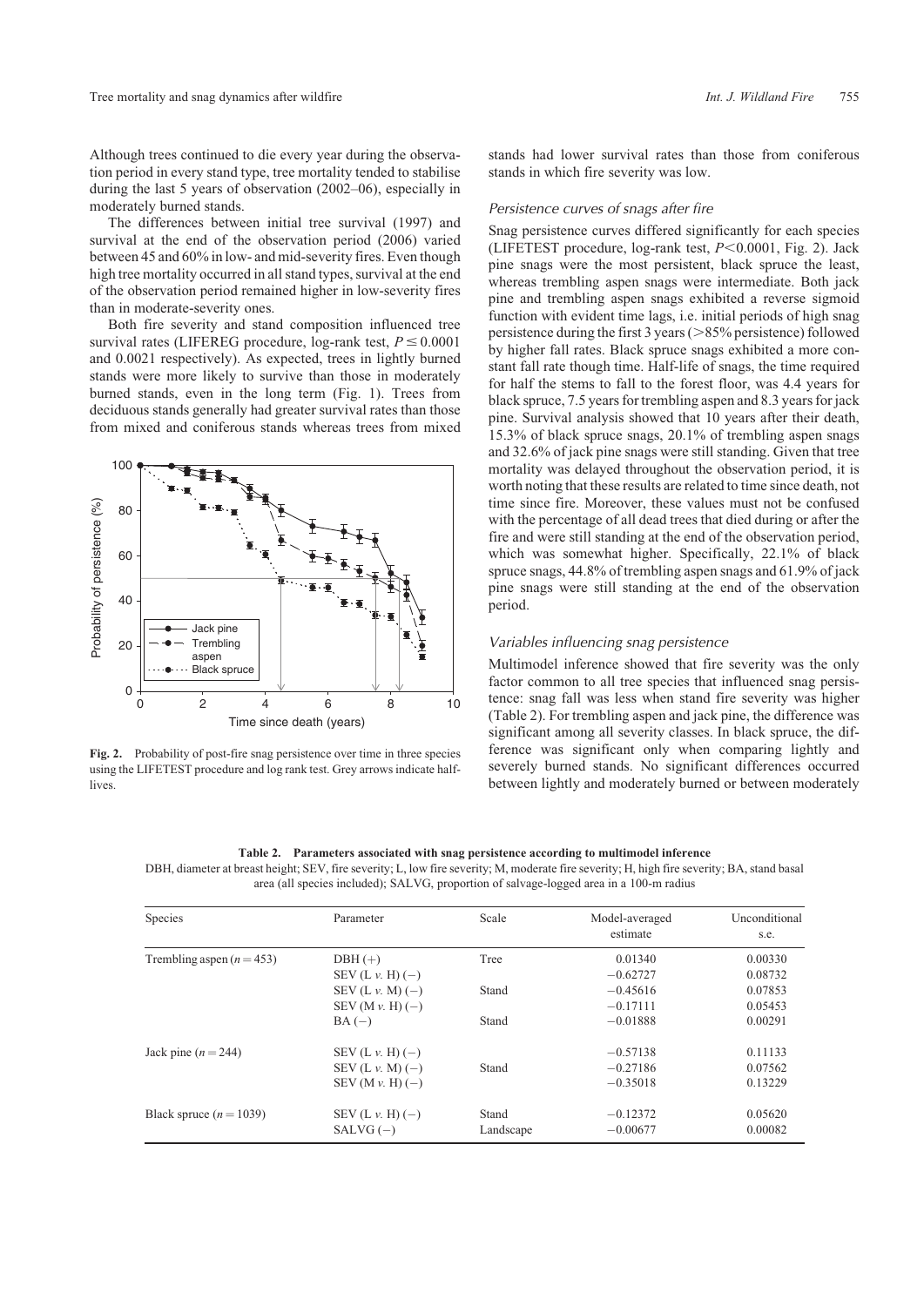Although trees continued to die every year during the observation period in every stand type, tree mortality tended to stabilise during the last 5 years of observation (2002–06), especially in moderately burned stands.

The differences between initial tree survival (1997) and survival at the end of the observation period (2006) varied between 45 and 60% in low- and mid-severity fires. Even though high tree mortality occurred in all stand types, survival at the end of the observation period remained higher in low-severity fires than in moderate-severity ones.

Both fire severity and stand composition influenced tree survival rates (LIFEREG procedure, log-rank test, $P \leq 0.0001$ and 0.0021 respectively). As expected, trees in lightly burned stands were more likely to survive than those in moderately burned stands, even in the long term (Fig. 1). Trees from deciduous stands generally had greater survival rates than those from mixed and coniferous stands whereas trees from mixed stands had lower survival rates than those from coniferous stands in which fire severity was low.

**Fig. 2.** Probability of post-fire snag persistence over time in three species using the LIFETEST procedure and log rank test. Grey arrows indicate half-lives.

### *Persistence curves of snags after fire*

Snag persistence curves differed significantly for each species (LIFETEST procedure, log-rank test, $P < 0.0001$, Fig. 2). Jack pine snags were the most persistent, black spruce the least, whereas trembling aspen snags were intermediate. Both jack pine and trembling aspen snags exhibited a reverse sigmoid function with evident time lags, i.e. initial periods of high snag persistence during the first 3 years (>85% persistence) followed by higher fall rates. Black spruce snags exhibited a more constant fall rate though time. Half-life of snags, the time required for half the stems to fall to the forest floor, was 4.4 years for black spruce, 7.5 years for trembling aspen and 8.3 years for jack pine. Survival analysis showed that 10 years after their death, 15.3% of black spruce snags, 20.1% of trembling aspen snags and 32.6% of jack pine snags were still standing. Given that tree mortality was delayed throughout the observation period, it is worth noting that these results are related to time since death, not time since fire. Moreover, these values must not be confused with the percentage of all dead trees that died during or after the fire and were still standing at the end of the observation period, which was somewhat higher. Specifically, 22.1% of black spruce snags, 44.8% of trembling aspen snags and 61.9% of jack pine snags were still standing at the end of the observation period.

### *Variables influencing snag persistence*

Multimodel inference showed that fire severity was the only factor common to all tree species that influenced snag persistence: snag fall was less when stand fire severity was higher (Table 2). For trembling aspen and jack pine, the difference was significant among all severity classes. In black spruce, the difference was significant only when comparing lightly and severely burned stands. No significant differences occurred between lightly and moderately burned or between moderately

**Table 2. Parameters associated with snag persistence according to multimodel inference**

DBH, diameter at breast height; SEV, fire severity; L, low fire severity; M, moderate fire severity; H, high fire severity; BA, stand basal area (all species included); SALVG, proportion of salvage-logged area in a 100-m radius

| Species | Parameter | Scale | Model-averaged estimate | Unconditional s.e. |
|---|---|---|---|---|
| Trembling aspen ($n = 453$) | DBH (+) | Tree | 0.01340 | 0.00330 |
| | SEV (L *v.* H) (−) | | −0.62727 | 0.08732 |
| | SEV (L *v.* M) (−) | Stand | −0.45616 | 0.07853 |
| | SEV (M *v.* H) (−) | | −0.17111 | 0.05453 |
| | BA (−) | Stand | −0.01888 | 0.00291 |
| Jack pine ($n = 244$) | SEV (L *v.* H) (−) | | −0.57138 | 0.11133 |
| | SEV (L *v.* M) (−) | Stand | −0.27186 | 0.07562 |
| | SEV (M *v.* H) (−) | | −0.35018 | 0.13229 |
| Black spruce ($n = 1039$) | SEV (L *v.* H) (−) | Stand | −0.12372 | 0.05620 |
| | SALVG (−) | Landscape | −0.00677 | 0.00082 |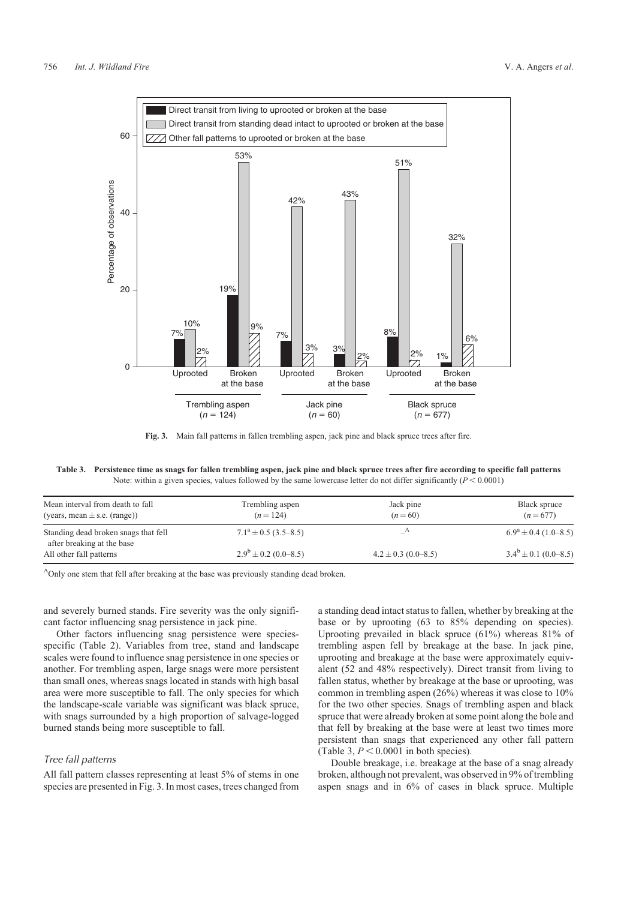**Fig. 3.** Main fall patterns in fallen trembling aspen, jack pine and black spruce trees after fire.

**Table 3. Persistence time as snags for fallen trembling aspen, jack pine and black spruce trees after fire according to specific fall patterns**

Note: within a given species, values followed by the same lowercase letter do not differ significantly ($P < 0.0001$)

| Mean interval from death to fall (years, mean ± s.e. (range)) | Trembling aspen ($n = 124$) | Jack pine ($n = 60$) | Black spruce ($n = 677$) |
|---|---|---|---|
| Standing dead broken snags that fell after breaking at the base | $7.1^a \pm 0.5$ (3.5–8.5) | –[A] | $6.9^a \pm 0.4$ (1.0–8.5) |
| All other fall patterns | $2.9^b \pm 0.2$ (0.0–8.5) | $4.2 \pm 0.3$ (0.0–8.5) | $3.4^b \pm 0.1$ (0.0–8.5) |

[A]Only one stem that fell after breaking at the base was previously standing dead broken.

and severely burned stands. Fire severity was the only significant factor influencing snag persistence in jack pine.

Other factors influencing snag persistence were species-specific (Table 2). Variables from tree, stand and landscape scales were found to influence snag persistence in one species or another. For trembling aspen, large snags were more persistent than small ones, whereas snags located in stands with high basal area were more susceptible to fall. The only species for which the landscape-scale variable was significant was black spruce, with snags surrounded by a high proportion of salvage-logged burned stands being more susceptible to fall.

### *Tree fall patterns*

All fall pattern classes representing at least 5% of stems in one species are presented in Fig. 3. In most cases, trees changed from a standing dead intact status to fallen, whether by breaking at the base or by uprooting (63 to 85% depending on species). Uprooting prevailed in black spruce (61%) whereas 81% of trembling aspen fell by breakage at the base. In jack pine, uprooting and breakage at the base were approximately equivalent (52 and 48% respectively). Direct transit from living to fallen status, whether by breakage at the base or uprooting, was common in trembling aspen (26%) whereas it was close to 10% for the two other species. Snags of trembling aspen and black spruce that were already broken at some point along the bole and that fell by breaking at the base were at least two times more persistent than snags that experienced any other fall pattern (Table 3, $P < 0.0001$ in both species).

Double breakage, i.e. breakage at the base of a snag already broken, although not prevalent, was observed in 9% of trembling aspen snags and in 6% of cases in black spruce. Multiple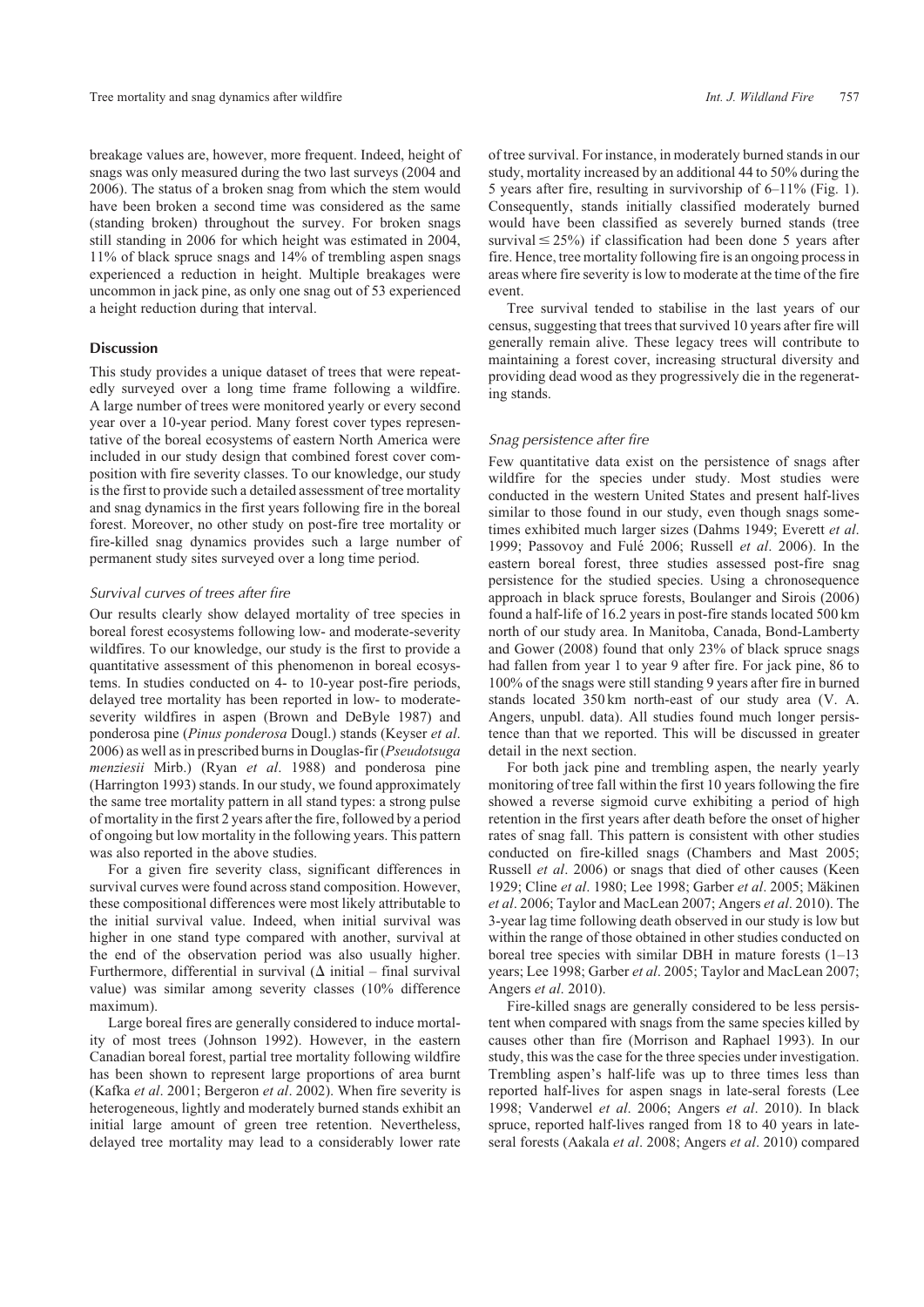breakage values are, however, more frequent. Indeed, height of snags was only measured during the two last surveys (2004 and 2006). The status of a broken snag from which the stem would have been broken a second time was considered as the same (standing broken) throughout the survey. For broken snags still standing in 2006 for which height was estimated in 2004, 11% of black spruce snags and 14% of trembling aspen snags experienced a reduction in height. Multiple breakages were uncommon in jack pine, as only one snag out of 53 experienced a height reduction during that interval.

## Discussion

This study provides a unique dataset of trees that were repeatedly surveyed over a long time frame following a wildfire. A large number of trees were monitored yearly or every second year over a 10-year period. Many forest cover types representative of the boreal ecosystems of eastern North America were included in our study design that combined forest cover composition with fire severity classes. To our knowledge, our study is the first to provide such a detailed assessment of tree mortality and snag dynamics in the first years following fire in the boreal forest. Moreover, no other study on post-fire tree mortality or fire-killed snag dynamics provides such a large number of permanent study sites surveyed over a long time period.

### *Survival curves of trees after fire*

Our results clearly show delayed mortality of tree species in boreal forest ecosystems following low- and moderate-severity wildfires. To our knowledge, our study is the first to provide a quantitative assessment of this phenomenon in boreal ecosystems. In studies conducted on 4- to 10-year post-fire periods, delayed tree mortality has been reported in low- to moderate-severity wildfires in aspen (Brown and DeByle 1987) and ponderosa pine (*Pinus ponderosa* Dougl.) stands (Keyser *et al*. 2006) as well as in prescribed burns in Douglas-fir (*Pseudotsuga menziesii* Mirb.) (Ryan *et al*. 1988) and ponderosa pine (Harrington 1993) stands. In our study, we found approximately the same tree mortality pattern in all stand types: a strong pulse of mortality in the first 2 years after the fire, followed by a period of ongoing but low mortality in the following years. This pattern was also reported in the above studies.

For a given fire severity class, significant differences in survival curves were found across stand composition. However, these compositional differences were most likely attributable to the initial survival value. Indeed, when initial survival was higher in one stand type compared with another, survival at the end of the observation period was also usually higher. Furthermore, differential in survival ($\Delta$ initial – final survival value) was similar among severity classes (10% difference maximum).

Large boreal fires are generally considered to induce mortality of most trees (Johnson 1992). However, in the eastern Canadian boreal forest, partial tree mortality following wildfire has been shown to represent large proportions of area burnt (Kafka *et al*. 2001; Bergeron *et al*. 2002). When fire severity is heterogeneous, lightly and moderately burned stands exhibit an initial large amount of green tree retention. Nevertheless, delayed tree mortality may lead to a considerably lower rate of tree survival. For instance, in moderately burned stands in our study, mortality increased by an additional 44 to 50% during the 5 years after fire, resulting in survivorship of 6–11% (Fig. 1). Consequently, stands initially classified moderately burned would have been classified as severely burned stands (tree survival $\leq$ 25%) if classification had been done 5 years after fire. Hence, tree mortality following fire is an ongoing process in areas where fire severity is low to moderate at the time of the fire event.

Tree survival tended to stabilise in the last years of our census, suggesting that trees that survived 10 years after fire will generally remain alive. These legacy trees will contribute to maintaining a forest cover, increasing structural diversity and providing dead wood as they progressively die in the regenerating stands.

### *Snag persistence after fire*

Few quantitative data exist on the persistence of snags after wildfire for the species under study. Most studies were conducted in the western United States and present half-lives similar to those found in our study, even though snags sometimes exhibited much larger sizes (Dahms 1949; Everett *et al*. 1999; Passovoy and Fulé 2006; Russell *et al*. 2006). In the eastern boreal forest, three studies assessed post-fire snag persistence for the studied species. Using a chronosequence approach in black spruce forests, Boulanger and Sirois (2006) found a half-life of 16.2 years in post-fire stands located 500 km north of our study area. In Manitoba, Canada, Bond-Lamberty and Gower (2008) found that only 23% of black spruce snags had fallen from year 1 to year 9 after fire. For jack pine, 86 to 100% of the snags were still standing 9 years after fire in burned stands located 350 km north-east of our study area (V. A. Angers, unpubl. data). All studies found much longer persistence than that we reported. This will be discussed in greater detail in the next section.

For both jack pine and trembling aspen, the nearly yearly monitoring of tree fall within the first 10 years following the fire showed a reverse sigmoid curve exhibiting a period of high retention in the first years after death before the onset of higher rates of snag fall. This pattern is consistent with other studies conducted on fire-killed snags (Chambers and Mast 2005; Russell *et al*. 2006) or snags that died of other causes (Keen 1929; Cline *et al*. 1980; Lee 1998; Garber *et al*. 2005; Mäkinen *et al*. 2006; Taylor and MacLean 2007; Angers *et al*. 2010). The 3-year lag time following death observed in our study is low but within the range of those obtained in other studies conducted on boreal tree species with similar DBH in mature forests (1–13 years; Lee 1998; Garber *et al*. 2005; Taylor and MacLean 2007; Angers *et al*. 2010).

Fire-killed snags are generally considered to be less persistent when compared with snags from the same species killed by causes other than fire (Morrison and Raphael 1993). In our study, this was the case for the three species under investigation. Trembling aspen's half-life was up to three times less than reported half-lives for aspen snags in late-seral forests (Lee 1998; Vanderwel *et al*. 2006; Angers *et al*. 2010). In black spruce, reported half-lives ranged from 18 to 40 years in late-seral forests (Aakala *et al*. 2008; Angers *et al*. 2010) compared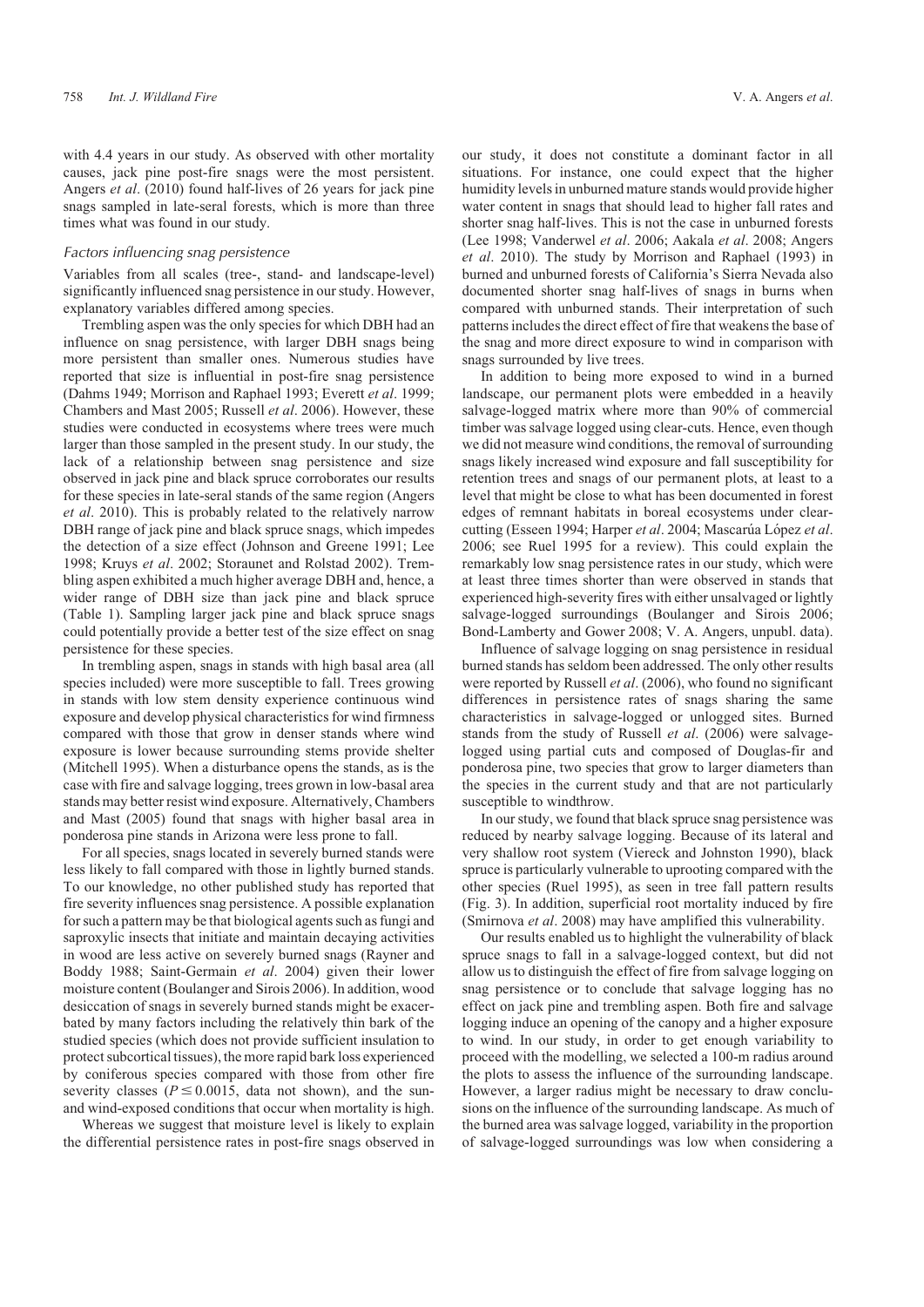with 4.4 years in our study. As observed with other mortality causes, jack pine post-fire snags were the most persistent. Angers *et al*. (2010) found half-lives of 26 years for jack pine snags sampled in late-seral forests, which is more than three times what was found in our study.

### Factors influencing snag persistence

Variables from all scales (tree-, stand- and landscape-level) significantly influenced snag persistence in our study. However, explanatory variables differed among species.

Trembling aspen was the only species for which DBH had an influence on snag persistence, with larger DBH snags being more persistent than smaller ones. Numerous studies have reported that size is influential in post-fire snag persistence (Dahms 1949; Morrison and Raphael 1993; Everett *et al*. 1999; Chambers and Mast 2005; Russell *et al*. 2006). However, these studies were conducted in ecosystems where trees were much larger than those sampled in the present study. In our study, the lack of a relationship between snag persistence and size observed in jack pine and black spruce corroborates our results for these species in late-seral stands of the same region (Angers *et al*. 2010). This is probably related to the relatively narrow DBH range of jack pine and black spruce snags, which impedes the detection of a size effect (Johnson and Greene 1991; Lee 1998; Kruys *et al*. 2002; Storaunet and Rolstad 2002). Trembling aspen exhibited a much higher average DBH and, hence, a wider range of DBH size than jack pine and black spruce (Table 1). Sampling larger jack pine and black spruce snags could potentially provide a better test of the size effect on snag persistence for these species.

In trembling aspen, snags in stands with high basal area (all species included) were more susceptible to fall. Trees growing in stands with low stem density experience continuous wind exposure and develop physical characteristics for wind firmness compared with those that grow in denser stands where wind exposure is lower because surrounding stems provide shelter (Mitchell 1995). When a disturbance opens the stands, as is the case with fire and salvage logging, trees grown in low-basal area stands may better resist wind exposure. Alternatively, Chambers and Mast (2005) found that snags with higher basal area in ponderosa pine stands in Arizona were less prone to fall.

For all species, snags located in severely burned stands were less likely to fall compared with those in lightly burned stands. To our knowledge, no other published study has reported that fire severity influences snag persistence. A possible explanation for such a pattern may be that biological agents such as fungi and saproxylic insects that initiate and maintain decaying activities in wood are less active on severely burned snags (Rayner and Boddy 1988; Saint-Germain *et al*. 2004) given their lower moisture content (Boulanger and Sirois 2006). In addition, wood desiccation of snags in severely burned stands might be exacerbated by many factors including the relatively thin bark of the studied species (which does not provide sufficient insulation to protect subcortical tissues), the more rapid bark loss experienced by coniferous species compared with those from other fire severity classes ($P \leq 0.0015$, data not shown), and the sun- and wind-exposed conditions that occur when mortality is high.

Whereas we suggest that moisture level is likely to explain the differential persistence rates in post-fire snags observed in our study, it does not constitute a dominant factor in all situations. For instance, one could expect that the higher humidity levels in unburned mature stands would provide higher water content in snags that should lead to higher fall rates and shorter snag half-lives. This is not the case in unburned forests (Lee 1998; Vanderwel *et al*. 2006; Aakala *et al*. 2008; Angers *et al*. 2010). The study by Morrison and Raphael (1993) in burned and unburned forests of California's Sierra Nevada also documented shorter snag half-lives of snags in burns when compared with unburned stands. Their interpretation of such patterns includes the direct effect of fire that weakens the base of the snag and more direct exposure to wind in comparison with snags surrounded by live trees.

In addition to being more exposed to wind in a burned landscape, our permanent plots were embedded in a heavily salvage-logged matrix where more than 90% of commercial timber was salvage logged using clear-cuts. Hence, even though we did not measure wind conditions, the removal of surrounding snags likely increased wind exposure and fall susceptibility for retention trees and snags of our permanent plots, at least to a level that might be close to what has been documented in forest edges of remnant habitats in boreal ecosystems under clear-cutting (Esseen 1994; Harper *et al*. 2004; Mascarúa López *et al*. 2006; see Ruel 1995 for a review). This could explain the remarkably low snag persistence rates in our study, which were at least three times shorter than were observed in stands that experienced high-severity fires with either unsalvaged or lightly salvage-logged surroundings (Boulanger and Sirois 2006; Bond-Lamberty and Gower 2008; V. A. Angers, unpubl. data).

Influence of salvage logging on snag persistence in residual burned stands has seldom been addressed. The only other results were reported by Russell *et al*. (2006), who found no significant differences in persistence rates of snags sharing the same characteristics in salvage-logged or unlogged sites. Burned stands from the study of Russell *et al*. (2006) were salvage-logged using partial cuts and composed of Douglas-fir and ponderosa pine, two species that grow to larger diameters than the species in the current study and that are not particularly susceptible to windthrow.

In our study, we found that black spruce snag persistence was reduced by nearby salvage logging. Because of its lateral and very shallow root system (Viereck and Johnston 1990), black spruce is particularly vulnerable to uprooting compared with the other species (Ruel 1995), as seen in tree fall pattern results (Fig. 3). In addition, superficial root mortality induced by fire (Smirnova *et al*. 2008) may have amplified this vulnerability.

Our results enabled us to highlight the vulnerability of black spruce snags to fall in a salvage-logged context, but did not allow us to distinguish the effect of fire from salvage logging on snag persistence or to conclude that salvage logging has no effect on jack pine and trembling aspen. Both fire and salvage logging induce an opening of the canopy and a higher exposure to wind. In our study, in order to get enough variability to proceed with the modelling, we selected a 100-m radius around the plots to assess the influence of the surrounding landscape. However, a larger radius might be necessary to draw conclusions on the influence of the surrounding landscape. As much of the burned area was salvage logged, variability in the proportion of salvage-logged surroundings was low when considering a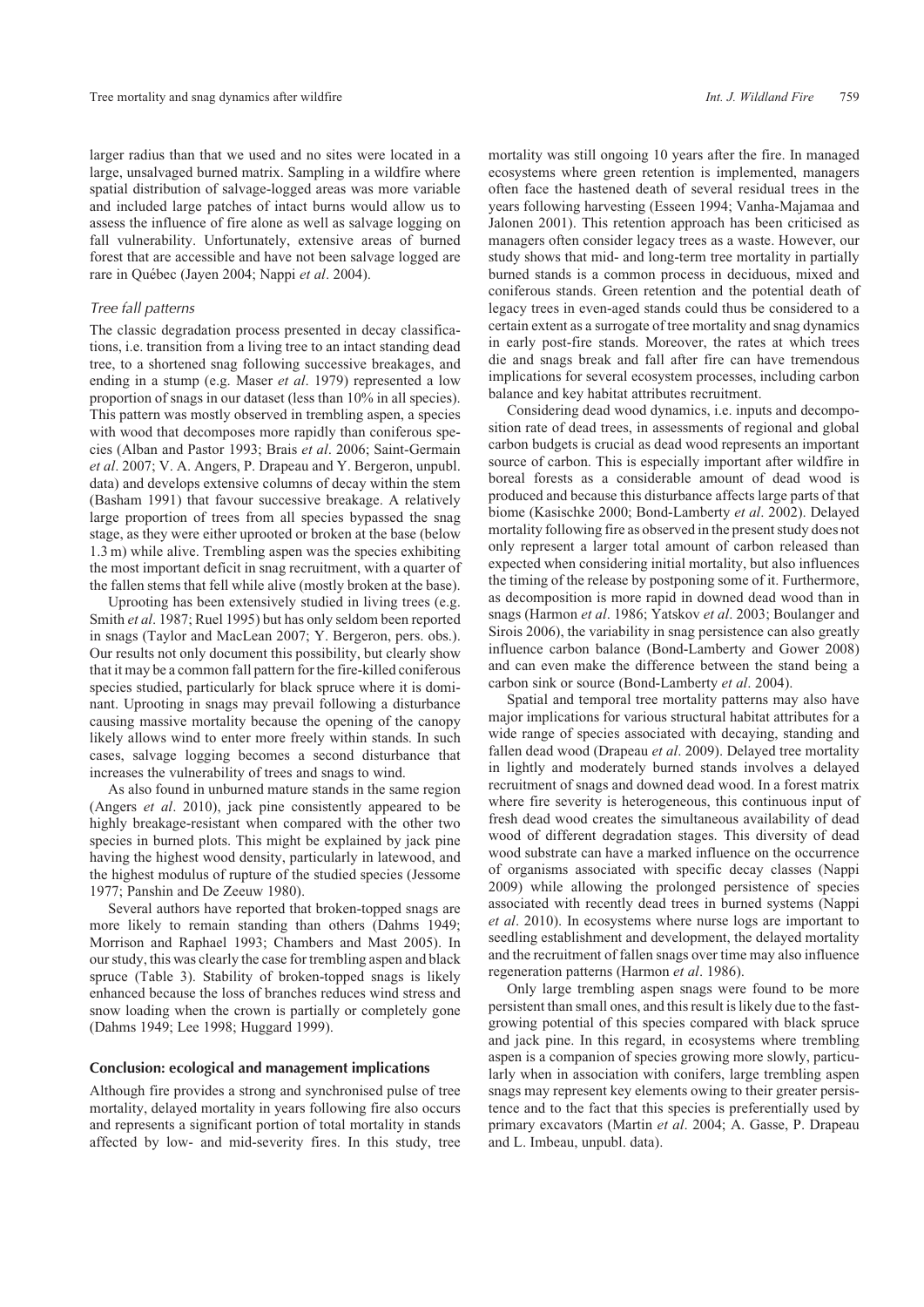larger radius than that we used and no sites were located in a large, unsalvaged burned matrix. Sampling in a wildfire where spatial distribution of salvage-logged areas was more variable and included large patches of intact burns would allow us to assess the influence of fire alone as well as salvage logging on fall vulnerability. Unfortunately, extensive areas of burned forest that are accessible and have not been salvage logged are rare in Québec (Jayen 2004; Nappi *et al*. 2004).

### *Tree fall patterns*

The classic degradation process presented in decay classifications, i.e. transition from a living tree to an intact standing dead tree, to a shortened snag following successive breakages, and ending in a stump (e.g. Maser *et al*. 1979) represented a low proportion of snags in our dataset (less than 10% in all species). This pattern was mostly observed in trembling aspen, a species with wood that decomposes more rapidly than coniferous species (Alban and Pastor 1993; Brais *et al*. 2006; Saint-Germain *et al*. 2007; V. A. Angers, P. Drapeau and Y. Bergeron, unpubl. data) and develops extensive columns of decay within the stem (Basham 1991) that favour successive breakage. A relatively large proportion of trees from all species bypassed the snag stage, as they were either uprooted or broken at the base (below 1.3 m) while alive. Trembling aspen was the species exhibiting the most important deficit in snag recruitment, with a quarter of the fallen stems that fell while alive (mostly broken at the base).

Uprooting has been extensively studied in living trees (e.g. Smith *et al*. 1987; Ruel 1995) but has only seldom been reported in snags (Taylor and MacLean 2007; Y. Bergeron, pers. obs.). Our results not only document this possibility, but clearly show that it may be a common fall pattern for the fire-killed coniferous species studied, particularly for black spruce where it is dominant. Uprooting in snags may prevail following a disturbance causing massive mortality because the opening of the canopy likely allows wind to enter more freely within stands. In such cases, salvage logging becomes a second disturbance that increases the vulnerability of trees and snags to wind.

As also found in unburned mature stands in the same region (Angers *et al*. 2010), jack pine consistently appeared to be highly breakage-resistant when compared with the other two species in burned plots. This might be explained by jack pine having the highest wood density, particularly in latewood, and the highest modulus of rupture of the studied species (Jessome 1977; Panshin and De Zeeuw 1980).

Several authors have reported that broken-topped snags are more likely to remain standing than others (Dahms 1949; Morrison and Raphael 1993; Chambers and Mast 2005). In our study, this was clearly the case for trembling aspen and black spruce (Table 3). Stability of broken-topped snags is likely enhanced because the loss of branches reduces wind stress and snow loading when the crown is partially or completely gone (Dahms 1949; Lee 1998; Huggard 1999).

## Conclusion: ecological and management implications

Although fire provides a strong and synchronised pulse of tree mortality, delayed mortality in years following fire also occurs and represents a significant portion of total mortality in stands affected by low- and mid-severity fires. In this study, tree mortality was still ongoing 10 years after the fire. In managed ecosystems where green retention is implemented, managers often face the hastened death of several residual trees in the years following harvesting (Esseen 1994; Vanha-Majamaa and Jalonen 2001). This retention approach has been criticised as managers often consider legacy trees as a waste. However, our study shows that mid- and long-term tree mortality in partially burned stands is a common process in deciduous, mixed and coniferous stands. Green retention and the potential death of legacy trees in even-aged stands could thus be considered to a certain extent as a surrogate of tree mortality and snag dynamics in early post-fire stands. Moreover, the rates at which trees die and snags break and fall after fire can have tremendous implications for several ecosystem processes, including carbon balance and key habitat attributes recruitment.

Considering dead wood dynamics, i.e. inputs and decomposition rate of dead trees, in assessments of regional and global carbon budgets is crucial as dead wood represents an important source of carbon. This is especially important after wildfire in boreal forests as a considerable amount of dead wood is produced and because this disturbance affects large parts of that biome (Kasischke 2000; Bond-Lamberty *et al*. 2002). Delayed mortality following fire as observed in the present study does not only represent a larger total amount of carbon released than expected when considering initial mortality, but also influences the timing of the release by postponing some of it. Furthermore, as decomposition is more rapid in downed dead wood than in snags (Harmon *et al*. 1986; Yatskov *et al*. 2003; Boulanger and Sirois 2006), the variability in snag persistence can also greatly influence carbon balance (Bond-Lamberty and Gower 2008) and can even make the difference between the stand being a carbon sink or source (Bond-Lamberty *et al*. 2004).

Spatial and temporal tree mortality patterns may also have major implications for various structural habitat attributes for a wide range of species associated with decaying, standing and fallen dead wood (Drapeau *et al*. 2009). Delayed tree mortality in lightly and moderately burned stands involves a delayed recruitment of snags and downed dead wood. In a forest matrix where fire severity is heterogeneous, this continuous input of fresh dead wood creates the simultaneous availability of dead wood of different degradation stages. This diversity of dead wood substrate can have a marked influence on the occurrence of organisms associated with specific decay classes (Nappi 2009) while allowing the prolonged persistence of species associated with recently dead trees in burned systems (Nappi *et al*. 2010). In ecosystems where nurse logs are important to seedling establishment and development, the delayed mortality and the recruitment of fallen snags over time may also influence regeneration patterns (Harmon *et al*. 1986).

Only large trembling aspen snags were found to be more persistent than small ones, and this result is likely due to the fast-growing potential of this species compared with black spruce and jack pine. In this regard, in ecosystems where trembling aspen is a companion of species growing more slowly, particularly when in association with conifers, large trembling aspen snags may represent key elements owing to their greater persistence and to the fact that this species is preferentially used by primary excavators (Martin *et al*. 2004; A. Gasse, P. Drapeau and L. Imbeau, unpubl. data).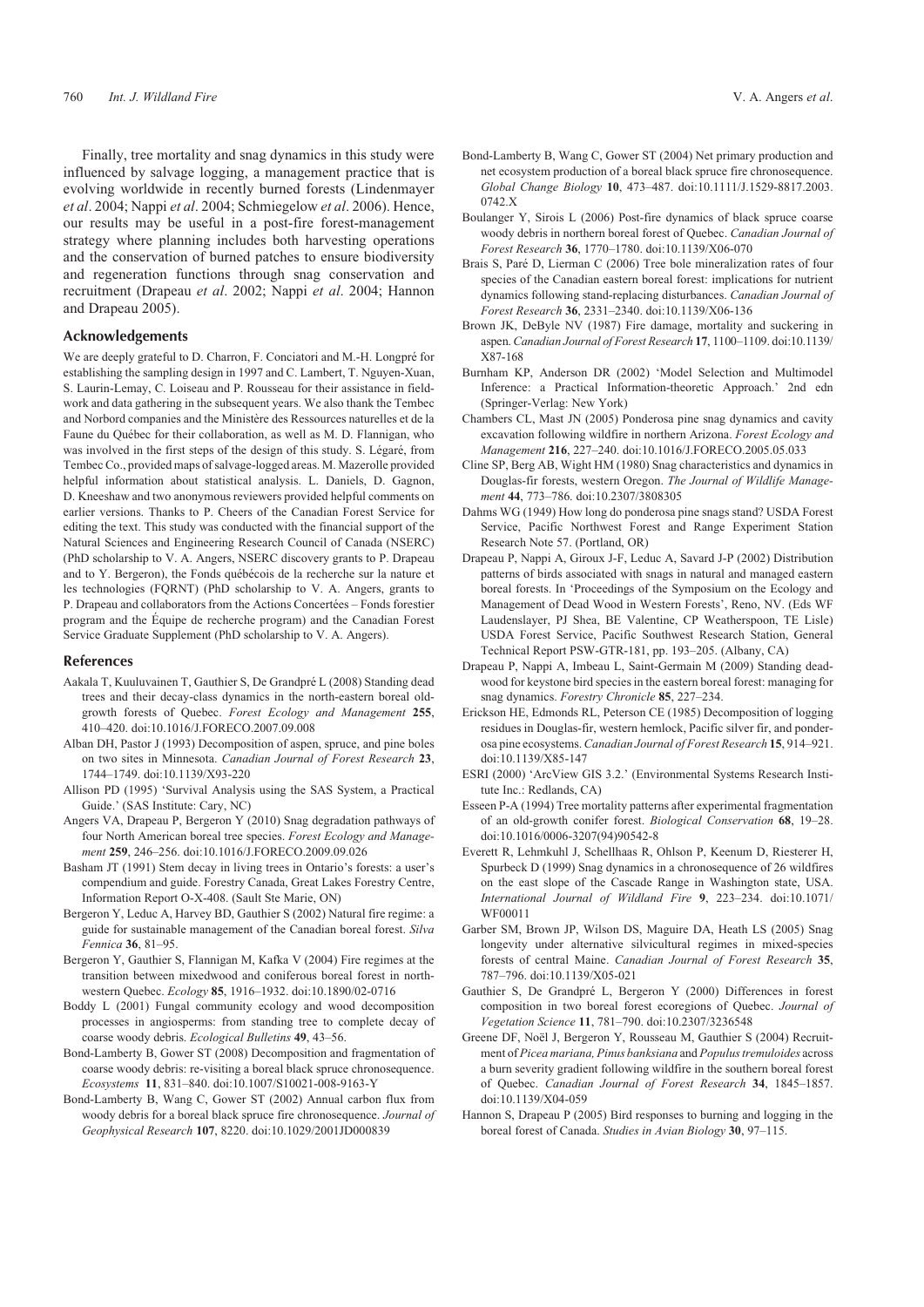Finally, tree mortality and snag dynamics in this study were influenced by salvage logging, a management practice that is evolving worldwide in recently burned forests (Lindenmayer *et al*. 2004; Nappi *et al*. 2004; Schmiegelow *et al*. 2006). Hence, our results may be useful in a post-fire forest-management strategy where planning includes both harvesting operations and the conservation of burned patches to ensure biodiversity and regeneration functions through snag conservation and recruitment (Drapeau *et al*. 2002; Nappi *et al*. 2004; Hannon and Drapeau 2005).

## Acknowledgements

We are deeply grateful to D. Charron, F. Conciatori and M.-H. Longpré for establishing the sampling design in 1997 and C. Lambert, T. Nguyen-Xuan, S. Laurin-Lemay, C. Loiseau and P. Rousseau for their assistance in fieldwork and data gathering in the subsequent years. We also thank the Tembec and Norbord companies and the Ministère des Ressources naturelles et de la Faune du Québec for their collaboration, as well as M. D. Flannigan, who was involved in the first steps of the design of this study. S. Légaré, from Tembec Co., provided maps of salvage-logged areas. M. Mazerolle provided helpful information about statistical analysis. L. Daniels, D. Gagnon, D. Kneeshaw and two anonymous reviewers provided helpful comments on earlier versions. Thanks to P. Cheers of the Canadian Forest Service for editing the text. This study was conducted with the financial support of the Natural Sciences and Engineering Research Council of Canada (NSERC) (PhD scholarship to V. A. Angers, NSERC discovery grants to P. Drapeau and to Y. Bergeron), the Fonds québécois de la recherche sur la nature et les technologies (FQRNT) (PhD scholarship to V. A. Angers, grants to P. Drapeau and collaborators from the Actions Concertées – Fonds forestier program and the Équipe de recherche program) and the Canadian Forest Service Graduate Supplement (PhD scholarship to V. A. Angers).

## References

Aakala T, Kuuluvainen T, Gauthier S, De Grandpré L (2008) Standing dead trees and their decay-class dynamics in the north-eastern boreal old-growth forests of Quebec. *Forest Ecology and Management* **255**, 410–420. doi:10.1016/J.FORECO.2007.09.008

Alban DH, Pastor J (1993) Decomposition of aspen, spruce, and pine boles on two sites in Minnesota. *Canadian Journal of Forest Research* **23**, 1744–1749. doi:10.1139/X93-220

Allison PD (1995) 'Survival Analysis using the SAS System, a Practical Guide.' (SAS Institute: Cary, NC)

Angers VA, Drapeau P, Bergeron Y (2010) Snag degradation pathways of four North American boreal tree species. *Forest Ecology and Management* **259**, 246–256. doi:10.1016/J.FORECO.2009.09.026

Basham JT (1991) Stem decay in living trees in Ontario's forests: a user's compendium and guide. Forestry Canada, Great Lakes Forestry Centre, Information Report O-X-408. (Sault Ste Marie, ON)

Bergeron Y, Leduc A, Harvey BD, Gauthier S (2002) Natural fire regime: a guide for sustainable management of the Canadian boreal forest. *Silva Fennica* **36**, 81–95.

Bergeron Y, Gauthier S, Flannigan M, Kafka V (2004) Fire regimes at the transition between mixedwood and coniferous boreal forest in northwestern Quebec. *Ecology* **85**, 1916–1932. doi:10.1890/02-0716

Boddy L (2001) Fungal community ecology and wood decomposition processes in angiosperms: from standing tree to complete decay of coarse woody debris. *Ecological Bulletins* **49**, 43–56.

Bond-Lamberty B, Gower ST (2008) Decomposition and fragmentation of coarse woody debris: re-visiting a boreal black spruce chronosequence. *Ecosystems* **11**, 831–840. doi:10.1007/S10021-008-9163-Y

Bond-Lamberty B, Wang C, Gower ST (2002) Annual carbon flux from woody debris for a boreal black spruce fire chronosequence. *Journal of Geophysical Research* **107**, 8220. doi:10.1029/2001JD000839

Bond-Lamberty B, Wang C, Gower ST (2004) Net primary production and net ecosystem production of a boreal black spruce fire chronosequence. *Global Change Biology* **10**, 473–487. doi:10.1111/J.1529-8817.2003.0742.X

Boulanger Y, Sirois L (2006) Post-fire dynamics of black spruce coarse woody debris in northern boreal forest of Quebec. *Canadian Journal of Forest Research* **36**, 1770–1780. doi:10.1139/X06-070

Brais S, Paré D, Lierman C (2006) Tree bole mineralization rates of four species of the Canadian eastern boreal forest: implications for nutrient dynamics following stand-replacing disturbances. *Canadian Journal of Forest Research* **36**, 2331–2340. doi:10.1139/X06-136

Brown JK, DeByle NV (1987) Fire damage, mortality and suckering in aspen. *Canadian Journal of Forest Research* **17**, 1100–1109. doi:10.1139/X87-168

Burnham KP, Anderson DR (2002) 'Model Selection and Multimodel Inference: a Practical Information-theoretic Approach.' 2nd edn (Springer-Verlag: New York)

Chambers CL, Mast JN (2005) Ponderosa pine snag dynamics and cavity excavation following wildfire in northern Arizona. *Forest Ecology and Management* **216**, 227–240. doi:10.1016/J.FORECO.2005.05.033

Cline SP, Berg AB, Wight HM (1980) Snag characteristics and dynamics in Douglas-fir forests, western Oregon. *The Journal of Wildlife Management* **44**, 773–786. doi:10.2307/3808305

Dahms WG (1949) How long do ponderosa pine snags stand? USDA Forest Service, Pacific Northwest Forest and Range Experiment Station Research Note 57. (Portland, OR)

Drapeau P, Nappi A, Giroux J-F, Leduc A, Savard J-P (2002) Distribution patterns of birds associated with snags in natural and managed eastern boreal forests. In 'Proceedings of the Symposium on the Ecology and Management of Dead Wood in Western Forests', Reno, NV. (Eds WF Laudenslayer, PJ Shea, BE Valentine, CP Weatherspoon, TE Lisle) USDA Forest Service, Pacific Southwest Research Station, General Technical Report PSW-GTR-181, pp. 193–205. (Albany, CA)

Drapeau P, Nappi A, Imbeau L, Saint-Germain M (2009) Standing deadwood for keystone bird species in the eastern boreal forest: managing for snag dynamics. *Forestry Chronicle* **85**, 227–234.

Erickson HE, Edmonds RL, Peterson CE (1985) Decomposition of logging residues in Douglas-fir, western hemlock, Pacific silver fir, and ponderosa pine ecosystems. *Canadian Journal of Forest Research* **15**, 914–921. doi:10.1139/X85-147

ESRI (2000) 'ArcView GIS 3.2.' (Environmental Systems Research Institute Inc.: Redlands, CA)

Esseen P-A (1994) Tree mortality patterns after experimental fragmentation of an old-growth conifer forest. *Biological Conservation* **68**, 19–28. doi:10.1016/0006-3207(94)90542-8

Everett R, Lehmkuhl J, Schellhaas R, Ohlson P, Keenum D, Riesterer H, Spurbeck D (1999) Snag dynamics in a chronosequence of 26 wildfires on the east slope of the Cascade Range in Washington state, USA. *International Journal of Wildland Fire* **9**, 223–234. doi:10.1071/WF00011

Garber SM, Brown JP, Wilson DS, Maguire DA, Heath LS (2005) Snag longevity under alternative silvicultural regimes in mixed-species forests of central Maine. *Canadian Journal of Forest Research* **35**, 787–796. doi:10.1139/X05-021

Gauthier S, De Grandpré L, Bergeron Y (2000) Differences in forest composition in two boreal forest ecoregions of Quebec. *Journal of Vegetation Science* **11**, 781–790. doi:10.2307/3236548

Greene DF, Noël J, Bergeron Y, Rousseau M, Gauthier S (2004) Recruitment of *Picea mariana, Pinus banksiana* and *Populus tremuloides* across a burn severity gradient following wildfire in the southern boreal forest of Quebec. *Canadian Journal of Forest Research* **34**, 1845–1857. doi:10.1139/X04-059

Hannon S, Drapeau P (2005) Bird responses to burning and logging in the boreal forest of Canada. *Studies in Avian Biology* **30**, 97–115.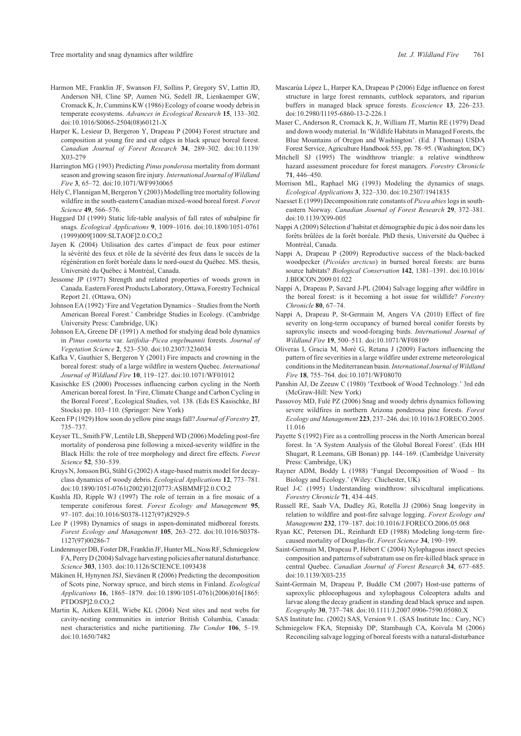Harmon ME, Franklin JF, Swanson FJ, Sollins P, Gregory SV, Lattin JD, Anderson NH, Cline SP, Aumen NG, Sedell JR, Lienkaemper GW, Cromack K, Jr, Cummins KW (1986) Ecology of coarse woody debris in temperate ecosystems. *Advances in Ecological Research* **15**, 133–302. doi:10.1016/S0065-2504(08)60121-X

Harper K, Lesieur D, Bergeron Y, Drapeau P (2004) Forest structure and composition at young fire and cut edges in black spruce boreal forest. *Canadian Journal of Forest Research* **34**, 289–302. doi:10.1139/X03-279

Harrington MG (1993) Predicting *Pinus ponderosa* mortality from dormant season and growing season fire injury. *International Journal of Wildland Fire* **3**, 65–72. doi:10.1071/WF9930065

Hély C, Flannigan M, Bergeron Y (2003) Modelling tree mortality following wildfire in the south-eastern Canadian mixed-wood boreal forest. *Forest Science* **49**, 566–576.

Huggard DJ (1999) Static life-table analysis of fall rates of subalpine fir snags. *Ecological Applications* **9**, 1009–1016. doi:10.1890/1051-0761(1999)009[1009:SLTAOF]2.0.CO;2

Jayen K (2004) Utilisation des cartes d'impact de feux pour estimer la sévérité des feux et rôle de la sévérité des feux dans le succès de la régénération en forêt boréale dans le nord-ouest du Québec. MS. thesis, Université du Québec à Montréal, Canada.

Jessome JP (1977) Strength and related properties of woods grown in Canada. Eastern Forest Products Laboratory, Ottawa, Forestry Technical Report 21. (Ottawa, ON)

Johnson EA (1992) 'Fire and Vegetation Dynamics – Studies from the North American Boreal Forest.' Cambridge Studies in Ecology. (Cambridge University Press: Cambridge, UK)

Johnson EA, Greene DF (1991) A method for studying dead bole dynamics in *Pinus contorta* var. *latifolia–Picea engelmannii* forests. *Journal of Vegetation Science* **2**, 523–530. doi:10.2307/3236034

Kafka V, Gauthier S, Bergeron Y (2001) Fire impacts and crowning in the boreal forest: study of a large wildfire in western Quebec. *International Journal of Wildland Fire* **10**, 119–127. doi:10.1071/WF01012

Kasischke ES (2000) Processes influencing carbon cycling in the North American boreal forest. In 'Fire, Climate Change and Carbon Cycling in the Boreal Forest', Ecological Studies, vol. 138. (Eds ES Kasischke, BJ Stocks) pp. 103–110. (Springer: New York)

Keen FP (1929) How soon do yellow pine snags fall? *Journal of Forestry* **27**, 735–737.

Keyser TL, Smith FW, Lentile LB, Shepperd WD (2006) Modeling post-fire mortality of ponderosa pine following a mixed-severity wildfire in the Black Hills: the role of tree morphology and direct fire effects. *Forest Science* **52**, 530–539.

Kruys N, Jonsson BG, Ståhl G (2002) A stage-based matrix model for decay-class dynamics of woody debris. *Ecological Applications* **12**, 773–781. doi:10.1890/1051-0761(2002)012[0773:ASBMMF]2.0.CO;2

Kushla JD, Ripple WJ (1997) The role of terrain in a fire mosaic of a temperate coniferous forest. *Forest Ecology and Management* **95**, 97–107. doi:10.1016/S0378-1127(97)82929-5

Lee P (1998) Dynamics of snags in aspen-dominated midboreal forests. *Forest Ecology and Management* **105**, 263–272. doi:10.1016/S0378-1127(97)00286-7

Lindenmayer DB, Foster DR, Franklin JF, Hunter ML, Noss RF, Schmiegelow FA, Perry D (2004) Salvage harvesting policies after natural disturbance. *Science* **303**, 1303. doi:10.1126/SCIENCE.1093438

Mäkinen H, Hynynen JSJ, Sievänen R (2006) Predicting the decomposition of Scots pine, Norway spruce, and birch stems in Finland. *Ecological Applications* **16**, 1865–1879. doi:10.1890/1051-0761(2006)016[1865:PTDOSP]2.0.CO;2

Martin K, Aitken KEH, Wiebe KL (2004) Nest sites and nest webs for cavity-nesting communities in interior British Columbia, Canada: nest characteristics and niche partitioning. *The Condor* **106**, 5–19. doi:10.1650/7482

Mascarúa López L, Harper KA, Drapeau P (2006) Edge influence on forest structure in large forest remnants, cutblock separators, and riparian buffers in managed black spruce forests. *Ecoscience* **13**, 226–233. doi:10.2980/I1195-6860-13-2-226.1

Maser C, Anderson R, Cromack K, Jr, William JT, Martin RE (1979) Dead and down woody material. In 'Wildlife Habitats in Managed Forests, the Blue Mountains of Oregon and Washington'. (Ed. J Thomas) USDA Forest Service, Agriculture Handbook 553, pp. 78–95. (Washington, DC)

Mitchell SJ (1995) The windthrow triangle: a relative windthrow hazard assessment procedure for forest managers. *Forestry Chronicle* **71**, 446–450.

Morrison ML, Raphael MG (1993) Modeling the dynamics of snags. *Ecological Applications* **3**, 322–330. doi:10.2307/1941835

Naesset E (1999) Decomposition rate constants of *Picea abies* logs in southeastern Norway. *Canadian Journal of Forest Research* **29**, 372–381. doi:10.1139/X99-005

Nappi A (2009) Sélection d'habitat et démographie du pic à dos noir dans les forêts brûlées de la forêt boréale. PhD thesis, Université du Québec à Montréal, Canada.

Nappi A, Drapeau P (2009) Reproductive success of the black-backed woodpecker (*Picoides arcticus*) in burned boreal forests: are burns source habitats? *Biological Conservation* **142**, 1381–1391. doi:10.1016/J.BIOCON.2009.01.022

Nappi A, Drapeau P, Savard J-PL (2004) Salvage logging after wildfire in the boreal forest: is it becoming a hot issue for wildlife? *Forestry Chronicle* **80**, 67–74.

Nappi A, Drapeau P, St-Germain M, Angers VA (2010) Effect of fire severity on long-term occupancy of burned boreal conifer forests by saproxylic insects and wood-foraging birds. *International Journal of Wildland Fire* **19**, 500–511. doi:10.1071/WF08109

Oliveras I, Gracia M, Moré G, Retana J (2009) Factors influencing the pattern of fire severities in a large wildfire under extreme meteorological conditions in the Mediterranean basin. *International Journal of Wildland Fire* **18**, 755–764. doi:10.1071/WF08070

Panshin AJ, De Zeeuw C (1980) 'Textbook of Wood Technology.' 3rd edn (McGraw-Hill: New York)

Passovoy MD, Fulé PZ (2006) Snag and woody debris dynamics following severe wildfires in northern Arizona ponderosa pine forests. *Forest Ecology and Management* **223**, 237–246. doi:10.1016/J.FORECO.2005.11.016

Payette S (1992) Fire as a controlling process in the North American boreal forest. In 'A System Analysis of the Global Boreal Forest'. (Eds HH Shugart, R Leemans, GB Bonan) pp. 144–169. (Cambridge University Press: Cambridge, UK)

Rayner ADM, Boddy L (1988) 'Fungal Decomposition of Wood – Its Biology and Ecology.' (Wiley: Chichester, UK)

Ruel J-C (1995) Understanding windthrow: silvicultural implications. *Forestry Chronicle* **71**, 434–445.

Russell RE, Saab VA, Dudley JG, Rotella JJ (2006) Snag longevity in relation to wildfire and post-fire salvage logging. *Forest Ecology and Management* **232**, 179–187. doi:10.1016/J.FORECO.2006.05.068

Ryan KC, Peterson DL, Reinhardt ED (1988) Modeling long-term fire-caused mortality of Douglas-fir. *Forest Science* **34**, 190–199.

Saint-Germain M, Drapeau P, Hébert C (2004) Xylophagous insect species composition and patterns of substratum use on fire-killed black spruce in central Quebec. *Canadian Journal of Forest Research* **34**, 677–685. doi:10.1139/X03-235

Saint-Germain M, Drapeau P, Buddle CM (2007) Host-use patterns of saproxylic phloeophagous and xylophagous Coleoptera adults and larvae along the decay gradient in standing dead black spruce and aspen. *Ecography* **30**, 737–748. doi:10.1111/J.2007.0906-7590.05080.X

SAS Institute Inc. (2002) SAS, Version 9.1. (SAS Institute Inc.: Cary, NC)

Schmiegelow FKA, Stepnisky DP, Stambaugh CA, Koivula M (2006) Reconciling salvage logging of boreal forests with a natural-disturbance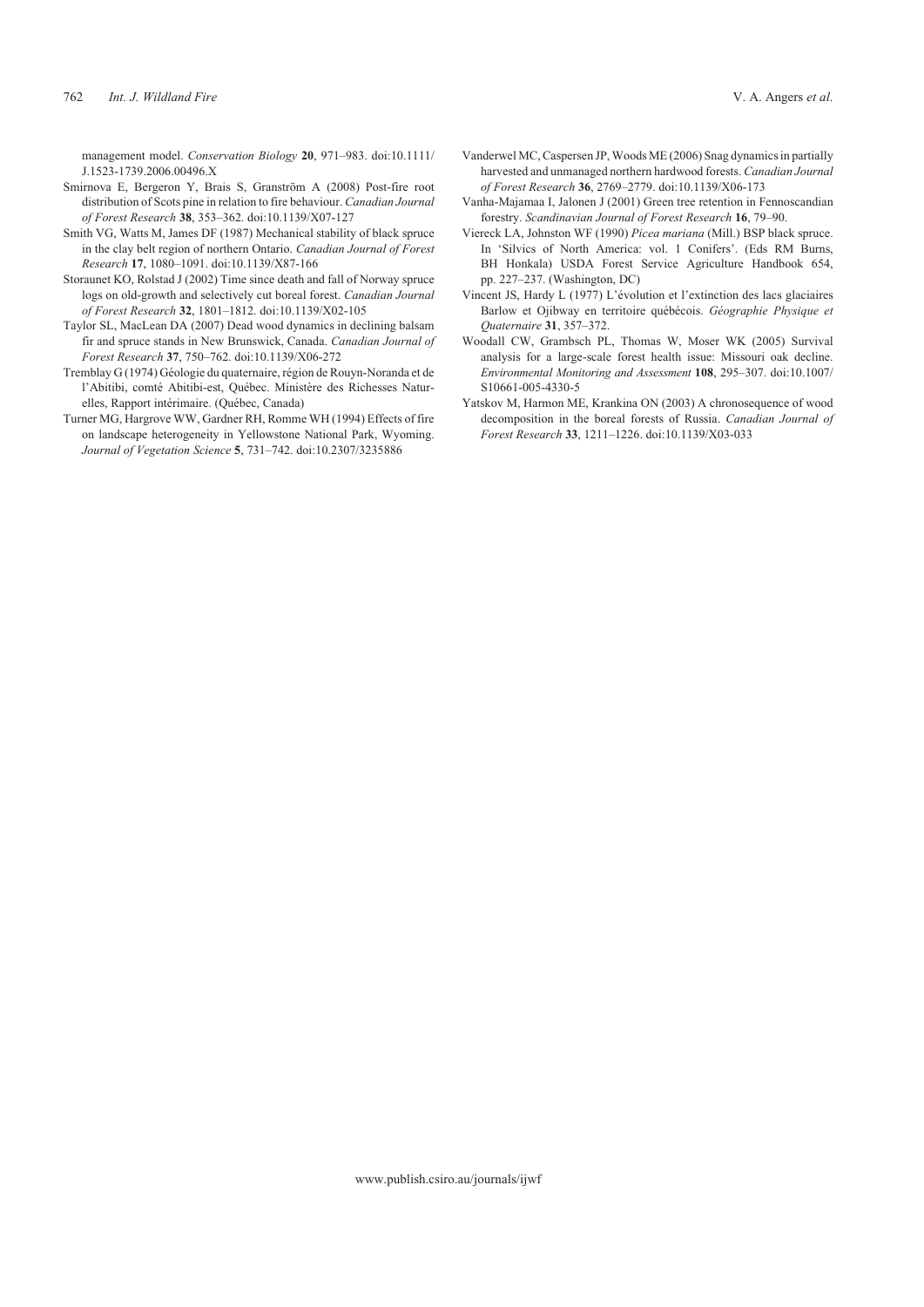management model. *Conservation Biology* **20**, 971–983. doi:10.1111/J.1523-1739.2006.00496.X

Smirnova E, Bergeron Y, Brais S, Granström A (2008) Post-fire root distribution of Scots pine in relation to fire behaviour. *Canadian Journal of Forest Research* **38**, 353–362. doi:10.1139/X07-127

Smith VG, Watts M, James DF (1987) Mechanical stability of black spruce in the clay belt region of northern Ontario. *Canadian Journal of Forest Research* **17**, 1080–1091. doi:10.1139/X87-166

Storaunet KO, Rolstad J (2002) Time since death and fall of Norway spruce logs on old-growth and selectively cut boreal forest. *Canadian Journal of Forest Research* **32**, 1801–1812. doi:10.1139/X02-105

Taylor SL, MacLean DA (2007) Dead wood dynamics in declining balsam fir and spruce stands in New Brunswick, Canada. *Canadian Journal of Forest Research* **37**, 750–762. doi:10.1139/X06-272

Tremblay G (1974) Géologie du quaternaire, région de Rouyn-Noranda et de l'Abitibi, comté Abitibi-est, Québec. Ministère des Richesses Naturelles, Rapport intérimaire. (Québec, Canada)

Turner MG, Hargrove WW, Gardner RH, Romme WH (1994) Effects of fire on landscape heterogeneity in Yellowstone National Park, Wyoming. *Journal of Vegetation Science* **5**, 731–742. doi:10.2307/3235886

Vanderwel MC, Caspersen JP, Woods ME (2006) Snag dynamics in partially harvested and unmanaged northern hardwood forests. *Canadian Journal of Forest Research* **36**, 2769–2779. doi:10.1139/X06-173

Vanha-Majamaa I, Jalonen J (2001) Green tree retention in Fennoscandian forestry. *Scandinavian Journal of Forest Research* **16**, 79–90.

Viereck LA, Johnston WF (1990) *Picea mariana* (Mill.) BSP black spruce. In 'Silvics of North America: vol. 1 Conifers'. (Eds RM Burns, BH Honkala) USDA Forest Service Agriculture Handbook 654, pp. 227–237. (Washington, DC)

Vincent JS, Hardy L (1977) L'évolution et l'extinction des lacs glaciaires Barlow et Ojibway en territoire québécois. *Géographie Physique et Quaternaire* **31**, 357–372.

Woodall CW, Grambsch PL, Thomas W, Moser WK (2005) Survival analysis for a large-scale forest health issue: Missouri oak decline. *Environmental Monitoring and Assessment* **108**, 295–307. doi:10.1007/S10661-005-4330-5

Yatskov M, Harmon ME, Krankina ON (2003) A chronosequence of wood decomposition in the boreal forests of Russia. *Canadian Journal of Forest Research* **33**, 1211–1226. doi:10.1139/X03-033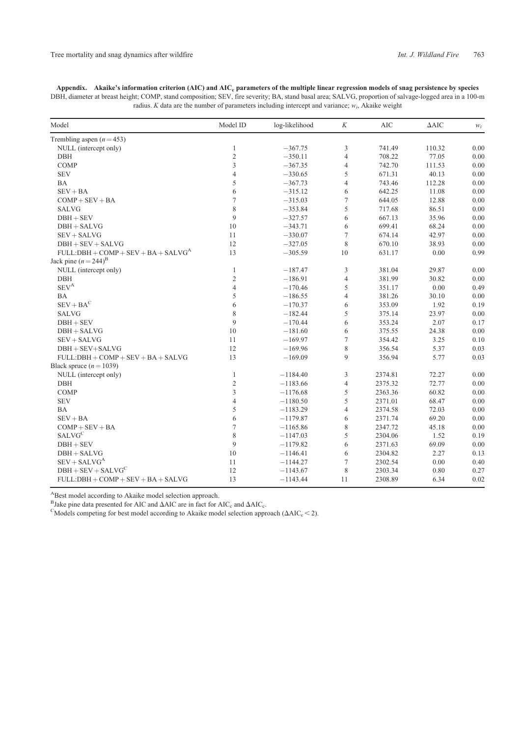**Appendix. Akaike's information criterion (AIC) and $AIC_c$ parameters of the multiple linear regression models of snag persistence by species**

DBH, diameter at breast height; COMP, stand composition; SEV, fire severity; BA, stand basal area; SALVG, proportion of salvage-logged area in a 100-m radius. *K* data are the number of parameters including intercept and variance; $w_i$, Akaike weight

| Model | Model ID | log-likelihood | $K$ | AIC | ΔAIC | $w_i$ |
|---|---|---|---|---|---|---|
| Trembling aspen ($n = 453$) | | | | | | |
| NULL (intercept only) | 1 | −367.75 | 3 | 741.49 | 110.32 | 0.00 |
| DBH | 2 | −350.11 | 4 | 708.22 | 77.05 | 0.00 |
| COMP | 3 | −367.35 | 4 | 742.70 | 111.53 | 0.00 |
| SEV | 4 | −330.65 | 5 | 671.31 | 40.13 | 0.00 |
| BA | 5 | −367.73 | 4 | 743.46 | 112.28 | 0.00 |
| SEV + BA | 6 | −315.12 | 6 | 642.25 | 11.08 | 0.00 |
| COMP + SEV + BA | 7 | −315.03 | 7 | 644.05 | 12.88 | 0.00 |
| SALVG | 8 | −353.84 | 5 | 717.68 | 86.51 | 0.00 |
| DBH + SEV | 9 | −327.57 | 6 | 667.13 | 35.96 | 0.00 |
| DBH + SALVG | 10 | −343.71 | 6 | 699.41 | 68.24 | 0.00 |
| SEV + SALVG | 11 | −330.07 | 7 | 674.14 | 42.97 | 0.00 |
| DBH + SEV + SALVG | 12 | −327.05 | 8 | 670.10 | 38.93 | 0.00 |
| FULL:DBH + COMP + SEV + BA + SALVG[A] | 13 | −305.59 | 10 | 631.17 | 0.00 | 0.99 |
| Jack pine ($n = 244$)[B] | | | | | | |
| NULL (intercept only) | 1 | −187.47 | 3 | 381.04 | 29.87 | 0.00 |
| DBH | 2 | −186.91 | 4 | 381.99 | 30.82 | 0.00 |
| SEV[A] | 4 | −170.46 | 5 | 351.17 | 0.00 | 0.49 |
| BA | 5 | −186.55 | 4 | 381.26 | 30.10 | 0.00 |
| SEV + BA[C] | 6 | −170.37 | 6 | 353.09 | 1.92 | 0.19 |
| SALVG | 8 | −182.44 | 5 | 375.14 | 23.97 | 0.00 |
| DBH + SEV | 9 | −170.44 | 6 | 353.24 | 2.07 | 0.17 |
| DBH + SALVG | 10 | −181.60 | 6 | 375.55 | 24.38 | 0.00 |
| SEV + SALVG | 11 | −169.97 | 7 | 354.42 | 3.25 | 0.10 |
| DBH + SEV+SALVG | 12 | −169.96 | 8 | 356.54 | 5.37 | 0.03 |
| FULL:DBH + COMP + SEV + BA + SALVG | 13 | −169.09 | 9 | 356.94 | 5.77 | 0.03 |
| Black spruce ($n = 1039$) | | | | | | |
| NULL (intercept only) | 1 | −1184.40 | 3 | 2374.81 | 72.27 | 0.00 |
| DBH | 2 | −1183.66 | 4 | 2375.32 | 72.77 | 0.00 |
| COMP | 3 | −1176.68 | 5 | 2363.36 | 60.82 | 0.00 |
| SEV | 4 | −1180.50 | 5 | 2371.01 | 68.47 | 0.00 |
| BA | 5 | −1183.29 | 4 | 2374.58 | 72.03 | 0.00 |
| SEV + BA | 6 | −1179.87 | 6 | 2371.74 | 69.20 | 0.00 |
| COMP + SEV + BA | 7 | −1165.86 | 8 | 2347.72 | 45.18 | 0.00 |
| SALVG[C] | 8 | −1147.03 | 5 | 2304.06 | 1.52 | 0.19 |
| DBH + SEV | 9 | −1179.82 | 6 | 2371.63 | 69.09 | 0.00 |
| DBH + SALVG | 10 | −1146.41 | 6 | 2304.82 | 2.27 | 0.13 |
| SEV + SALVG[A] | 11 | −1144.27 | 7 | 2302.54 | 0.00 | 0.40 |
| DBH + SEV + SALVG[C] | 12 | −1143.67 | 8 | 2303.34 | 0.80 | 0.27 |
| FULL:DBH + COMP + SEV + BA + SALVG | 13 | −1143.44 | 11 | 2308.89 | 6.34 | 0.02 |

[A]Best model according to Akaike model selection approach.

[B]Jake pine data presented for AIC and ΔAIC are in fact for $AIC_c$ and $\Delta AIC_c$.

[C]Models competing for best model according to Akaike model selection approach ($\Delta AIC_c < 2$).